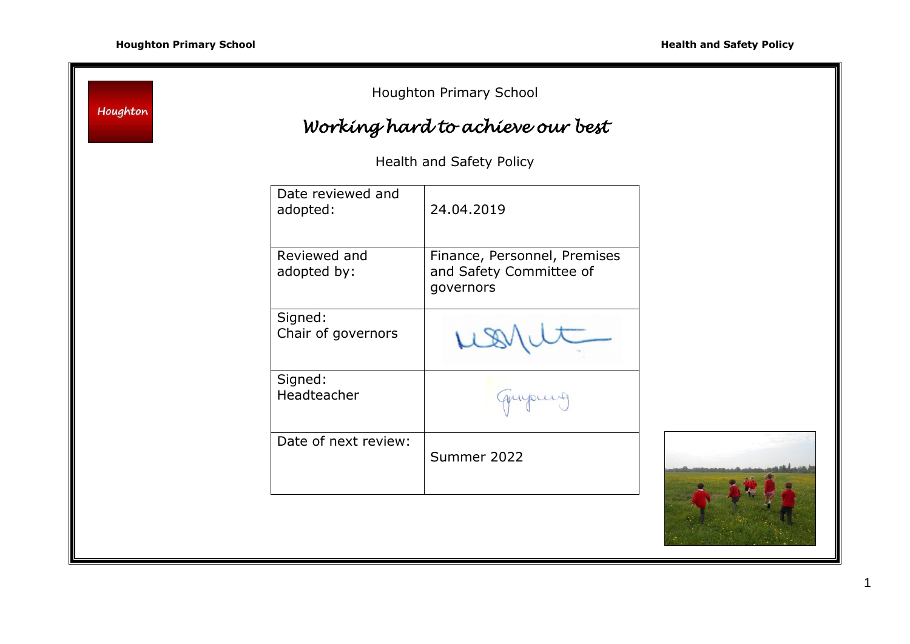Houghton

Houghton Primary School

# *Working hard to achieve our best*

Health and Safety Policy

| Date reviewed and adopted: | 24.04.2019 |
|---|---|
| Reviewed and adopted by: | Finance, Personnel, Premises and Safety Committee of governors |
| Signed: Chair of governors | |
| Signed: Headteacher | |
| Date of next review: | Summer 2022 |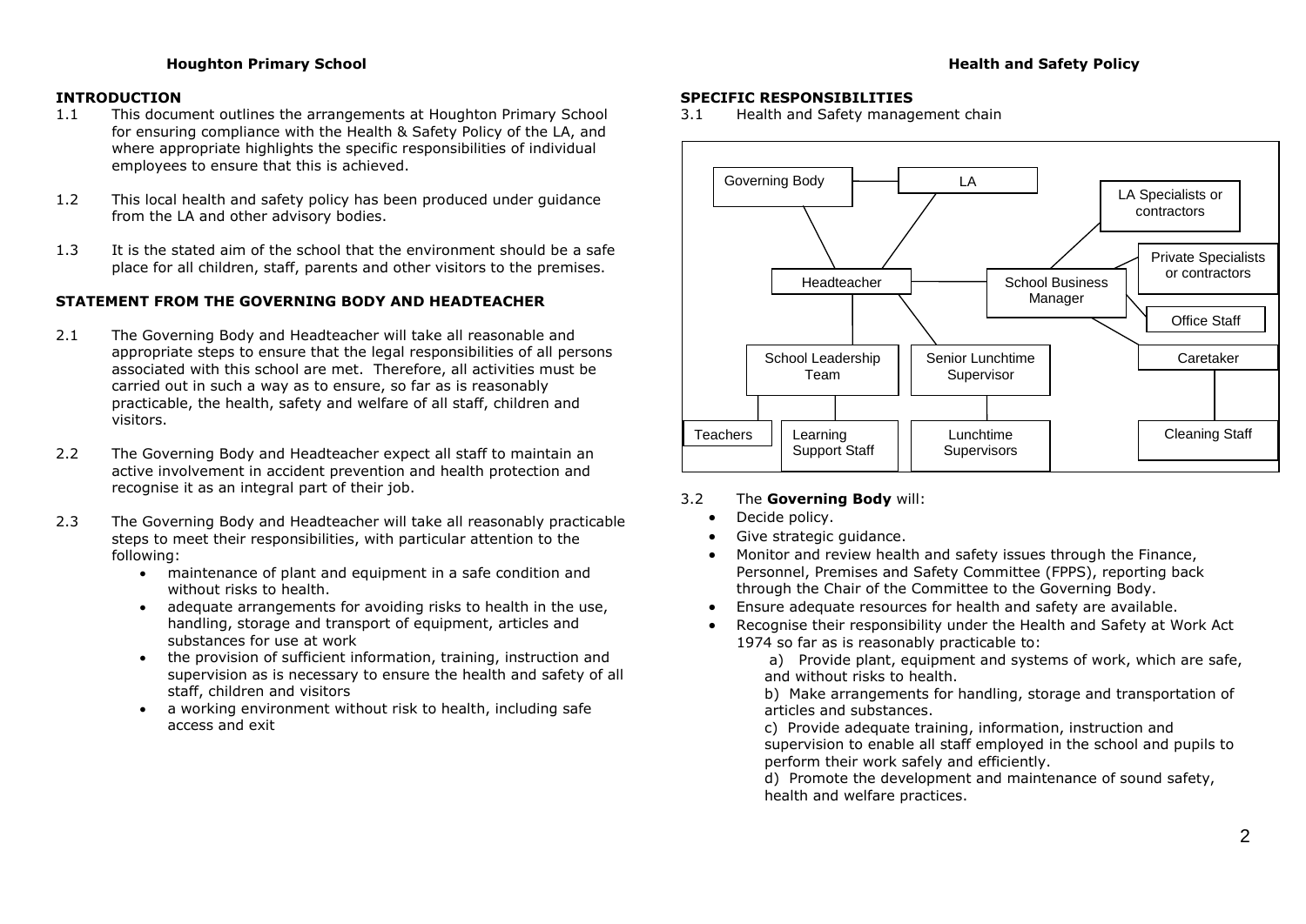## INTRODUCTION

1.1 This document outlines the arrangements at Houghton Primary School for ensuring compliance with the Health & Safety Policy of the LA, and where appropriate highlights the specific responsibilities of individual employees to ensure that this is achieved.

1.2 This local health and safety policy has been produced under guidance from the LA and other advisory bodies.

1.3 It is the stated aim of the school that the environment should be a safe place for all children, staff, parents and other visitors to the premises.

## STATEMENT FROM THE GOVERNING BODY AND HEADTEACHER

2.1 The Governing Body and Headteacher will take all reasonable and appropriate steps to ensure that the legal responsibilities of all persons associated with this school are met. Therefore, all activities must be carried out in such a way as to ensure, so far as is reasonably practicable, the health, safety and welfare of all staff, children and visitors.

2.2 The Governing Body and Headteacher expect all staff to maintain an active involvement in accident prevention and health protection and recognise it as an integral part of their job.

2.3 The Governing Body and Headteacher will take all reasonably practicable steps to meet their responsibilities, with particular attention to the following:

- maintenance of plant and equipment in a safe condition and without risks to health.
- adequate arrangements for avoiding risks to health in the use, handling, storage and transport of equipment, articles and substances for use at work
- the provision of sufficient information, training, instruction and supervision as is necessary to ensure the health and safety of all staff, children and visitors
- a working environment without risk to health, including safe access and exit

## SPECIFIC RESPONSIBILITIES

3.1 Health and Safety management chain

- Governing Body — LA
- Governing Body / LA → Headteacher
- Headteacher — School Business Manager
- School Business Manager → LA Specialists or contractors; Private Specialists or contractors; Office Staff; Caretaker
- Caretaker → Cleaning Staff
- Headteacher → School Leadership Team; Senior Lunchtime Supervisor
- School Leadership Team → Teachers; Learning Support Staff
- Senior Lunchtime Supervisor → Lunchtime Supervisors

3.2 The **Governing Body** will:

- Decide policy.
- Give strategic guidance.
- Monitor and review health and safety issues through the Finance, Personnel, Premises and Safety Committee (FPPS), reporting back through the Chair of the Committee to the Governing Body.
- Ensure adequate resources for health and safety are available.
- Recognise their responsibility under the Health and Safety at Work Act 1974 so far as is reasonably practicable to:

  a) Provide plant, equipment and systems of work, which are safe, and without risks to health.

  b) Make arrangements for handling, storage and transportation of articles and substances.

  c) Provide adequate training, information, instruction and supervision to enable all staff employed in the school and pupils to perform their work safely and efficiently.

  d) Promote the development and maintenance of sound safety, health and welfare practices.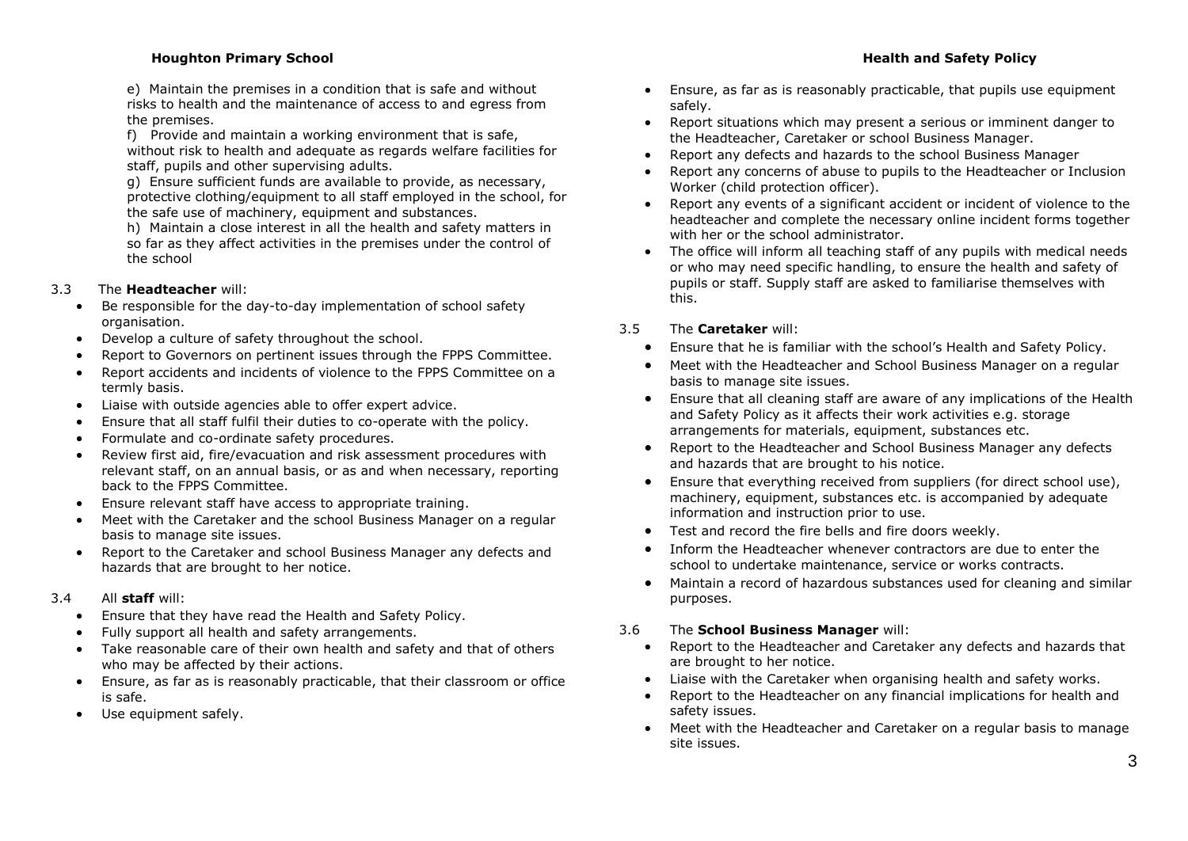e) Maintain the premises in a condition that is safe and without risks to health and the maintenance of access to and egress from the premises.

f) Provide and maintain a working environment that is safe, without risk to health and adequate as regards welfare facilities for staff, pupils and other supervising adults.

g) Ensure sufficient funds are available to provide, as necessary, protective clothing/equipment to all staff employed in the school, for the safe use of machinery, equipment and substances.

h) Maintain a close interest in all the health and safety matters in so far as they affect activities in the premises under the control of the school

3.3 The **Headteacher** will:

- Be responsible for the day-to-day implementation of school safety organisation.
- Develop a culture of safety throughout the school.
- Report to Governors on pertinent issues through the FPPS Committee.
- Report accidents and incidents of violence to the FPPS Committee on a termly basis.
- Liaise with outside agencies able to offer expert advice.
- Ensure that all staff fulfil their duties to co-operate with the policy.
- Formulate and co-ordinate safety procedures.
- Review first aid, fire/evacuation and risk assessment procedures with relevant staff, on an annual basis, or as and when necessary, reporting back to the FPPS Committee.
- Ensure relevant staff have access to appropriate training.
- Meet with the Caretaker and the school Business Manager on a regular basis to manage site issues.
- Report to the Caretaker and school Business Manager any defects and hazards that are brought to her notice.

3.4 All **staff** will:

- Ensure that they have read the Health and Safety Policy.
- Fully support all health and safety arrangements.
- Take reasonable care of their own health and safety and that of others who may be affected by their actions.
- Ensure, as far as is reasonably practicable, that their classroom or office is safe.
- Use equipment safely.
- Ensure, as far as is reasonably practicable, that pupils use equipment safely.
- Report situations which may present a serious or imminent danger to the Headteacher, Caretaker or school Business Manager.
- Report any defects and hazards to the school Business Manager
- Report any concerns of abuse to pupils to the Headteacher or Inclusion Worker (child protection officer).
- Report any events of a significant accident or incident of violence to the headteacher and complete the necessary online incident forms together with her or the school administrator.
- The office will inform all teaching staff of any pupils with medical needs or who may need specific handling, to ensure the health and safety of pupils or staff. Supply staff are asked to familiarise themselves with this.

3.5 The **Caretaker** will:

- Ensure that he is familiar with the school's Health and Safety Policy.
- Meet with the Headteacher and School Business Manager on a regular basis to manage site issues.
- Ensure that all cleaning staff are aware of any implications of the Health and Safety Policy as it affects their work activities e.g. storage arrangements for materials, equipment, substances etc.
- Report to the Headteacher and School Business Manager any defects and hazards that are brought to his notice.
- Ensure that everything received from suppliers (for direct school use), machinery, equipment, substances etc. is accompanied by adequate information and instruction prior to use.
- Test and record the fire bells and fire doors weekly.
- Inform the Headteacher whenever contractors are due to enter the school to undertake maintenance, service or works contracts.
- Maintain a record of hazardous substances used for cleaning and similar purposes.

3.6 The **School Business Manager** will:

- Report to the Headteacher and Caretaker any defects and hazards that are brought to her notice.
- Liaise with the Caretaker when organising health and safety works.
- Report to the Headteacher on any financial implications for health and safety issues.
- Meet with the Headteacher and Caretaker on a regular basis to manage site issues.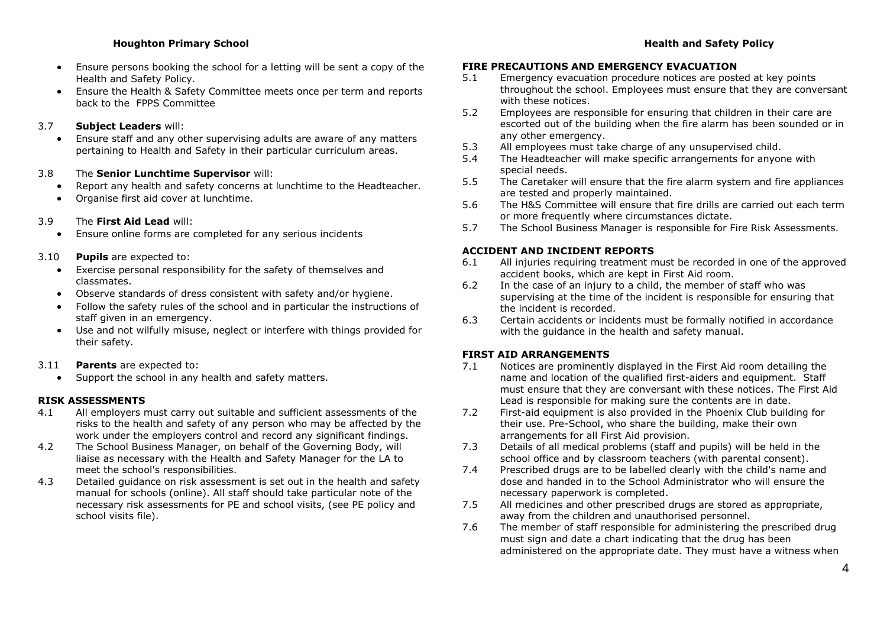- Ensure persons booking the school for a letting will be sent a copy of the Health and Safety Policy.
- Ensure the Health & Safety Committee meets once per term and reports back to the FPPS Committee

3.7 **Subject Leaders** will:

- Ensure staff and any other supervising adults are aware of any matters pertaining to Health and Safety in their particular curriculum areas.

3.8 The **Senior Lunchtime Supervisor** will:

- Report any health and safety concerns at lunchtime to the Headteacher.
- Organise first aid cover at lunchtime.

3.9 The **First Aid Lead** will:

- Ensure online forms are completed for any serious incidents

3.10 **Pupils** are expected to:

- Exercise personal responsibility for the safety of themselves and classmates.
- Observe standards of dress consistent with safety and/or hygiene.
- Follow the safety rules of the school and in particular the instructions of staff given in an emergency.
- Use and not wilfully misuse, neglect or interfere with things provided for their safety.

3.11 **Parents** are expected to:

- Support the school in any health and safety matters.

**RISK ASSESSMENTS**

4.1 All employers must carry out suitable and sufficient assessments of the risks to the health and safety of any person who may be affected by the work under the employers control and record any significant findings.

4.2 The School Business Manager, on behalf of the Governing Body, will liaise as necessary with the Health and Safety Manager for the LA to meet the school's responsibilities.

4.3 Detailed guidance on risk assessment is set out in the health and safety manual for schools (online). All staff should take particular note of the necessary risk assessments for PE and school visits, (see PE policy and school visits file).

**FIRE PRECAUTIONS AND EMERGENCY EVACUATION**

5.1 Emergency evacuation procedure notices are posted at key points throughout the school. Employees must ensure that they are conversant with these notices.

5.2 Employees are responsible for ensuring that children in their care are escorted out of the building when the fire alarm has been sounded or in any other emergency.

5.3 All employees must take charge of any unsupervised child.

5.4 The Headteacher will make specific arrangements for anyone with special needs.

5.5 The Caretaker will ensure that the fire alarm system and fire appliances are tested and properly maintained.

5.6 The H&S Committee will ensure that fire drills are carried out each term or more frequently where circumstances dictate.

5.7 The School Business Manager is responsible for Fire Risk Assessments.

**ACCIDENT AND INCIDENT REPORTS**

6.1 All injuries requiring treatment must be recorded in one of the approved accident books, which are kept in First Aid room.

6.2 In the case of an injury to a child, the member of staff who was supervising at the time of the incident is responsible for ensuring that the incident is recorded.

6.3 Certain accidents or incidents must be formally notified in accordance with the guidance in the health and safety manual.

**FIRST AID ARRANGEMENTS**

7.1 Notices are prominently displayed in the First Aid room detailing the name and location of the qualified first-aiders and equipment. Staff must ensure that they are conversant with these notices. The First Aid Lead is responsible for making sure the contents are in date.

7.2 First-aid equipment is also provided in the Phoenix Club building for their use. Pre-School, who share the building, make their own arrangements for all First Aid provision.

7.3 Details of all medical problems (staff and pupils) will be held in the school office and by classroom teachers (with parental consent).

7.4 Prescribed drugs are to be labelled clearly with the child's name and dose and handed in to the School Administrator who will ensure the necessary paperwork is completed.

7.5 All medicines and other prescribed drugs are stored as appropriate, away from the children and unauthorised personnel.

7.6 The member of staff responsible for administering the prescribed drug must sign and date a chart indicating that the drug has been administered on the appropriate date. They must have a witness when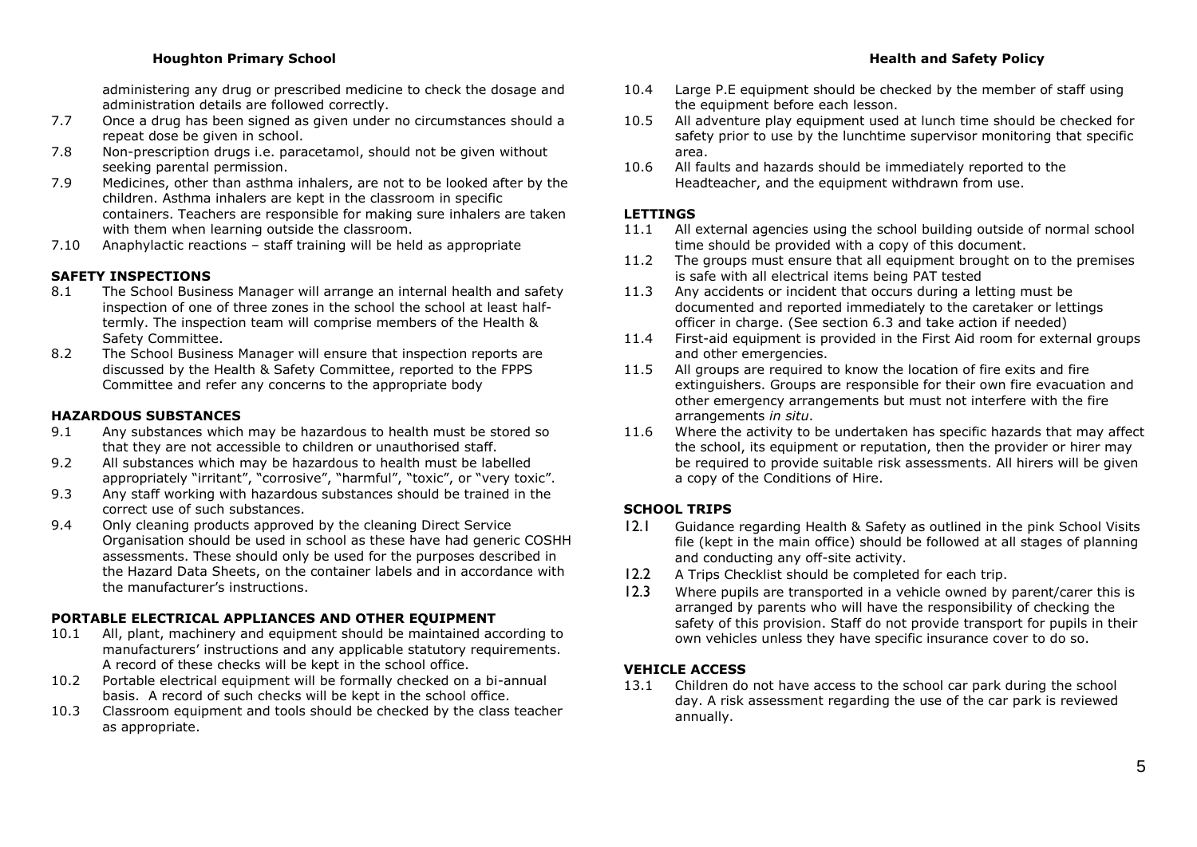administering any drug or prescribed medicine to check the dosage and administration details are followed correctly.

7.7 Once a drug has been signed as given under no circumstances should a repeat dose be given in school.

7.8 Non-prescription drugs i.e. paracetamol, should not be given without seeking parental permission.

7.9 Medicines, other than asthma inhalers, are not to be looked after by the children. Asthma inhalers are kept in the classroom in specific containers. Teachers are responsible for making sure inhalers are taken with them when learning outside the classroom.

7.10 Anaphylactic reactions – staff training will be held as appropriate

**SAFETY INSPECTIONS**

8.1 The School Business Manager will arrange an internal health and safety inspection of one of three zones in the school the school at least half-termly. The inspection team will comprise members of the Health & Safety Committee.

8.2 The School Business Manager will ensure that inspection reports are discussed by the Health & Safety Committee, reported to the FPPS Committee and refer any concerns to the appropriate body

**HAZARDOUS SUBSTANCES**

9.1 Any substances which may be hazardous to health must be stored so that they are not accessible to children or unauthorised staff.

9.2 All substances which may be hazardous to health must be labelled appropriately "irritant", "corrosive", "harmful", "toxic", or "very toxic".

9.3 Any staff working with hazardous substances should be trained in the correct use of such substances.

9.4 Only cleaning products approved by the cleaning Direct Service Organisation should be used in school as these have had generic COSHH assessments. These should only be used for the purposes described in the Hazard Data Sheets, on the container labels and in accordance with the manufacturer's instructions.

**PORTABLE ELECTRICAL APPLIANCES AND OTHER EQUIPMENT**

10.1 All, plant, machinery and equipment should be maintained according to manufacturers' instructions and any applicable statutory requirements. A record of these checks will be kept in the school office.

10.2 Portable electrical equipment will be formally checked on a bi-annual basis. A record of such checks will be kept in the school office.

10.3 Classroom equipment and tools should be checked by the class teacher as appropriate.

10.4 Large P.E equipment should be checked by the member of staff using the equipment before each lesson.

10.5 All adventure play equipment used at lunch time should be checked for safety prior to use by the lunchtime supervisor monitoring that specific area.

10.6 All faults and hazards should be immediately reported to the Headteacher, and the equipment withdrawn from use.

**LETTINGS**

11.1 All external agencies using the school building outside of normal school time should be provided with a copy of this document.

11.2 The groups must ensure that all equipment brought on to the premises is safe with all electrical items being PAT tested

11.3 Any accidents or incident that occurs during a letting must be documented and reported immediately to the caretaker or lettings officer in charge. (See section 6.3 and take action if needed)

11.4 First-aid equipment is provided in the First Aid room for external groups and other emergencies.

11.5 All groups are required to know the location of fire exits and fire extinguishers. Groups are responsible for their own fire evacuation and other emergency arrangements but must not interfere with the fire arrangements *in situ*.

11.6 Where the activity to be undertaken has specific hazards that may affect the school, its equipment or reputation, then the provider or hirer may be required to provide suitable risk assessments. All hirers will be given a copy of the Conditions of Hire.

**SCHOOL TRIPS**

12.1 Guidance regarding Health & Safety as outlined in the pink School Visits file (kept in the main office) should be followed at all stages of planning and conducting any off-site activity.

12.2 A Trips Checklist should be completed for each trip.

12.3 Where pupils are transported in a vehicle owned by parent/carer this is arranged by parents who will have the responsibility of checking the safety of this provision. Staff do not provide transport for pupils in their own vehicles unless they have specific insurance cover to do so.

**VEHICLE ACCESS**

13.1 Children do not have access to the school car park during the school day. A risk assessment regarding the use of the car park is reviewed annually.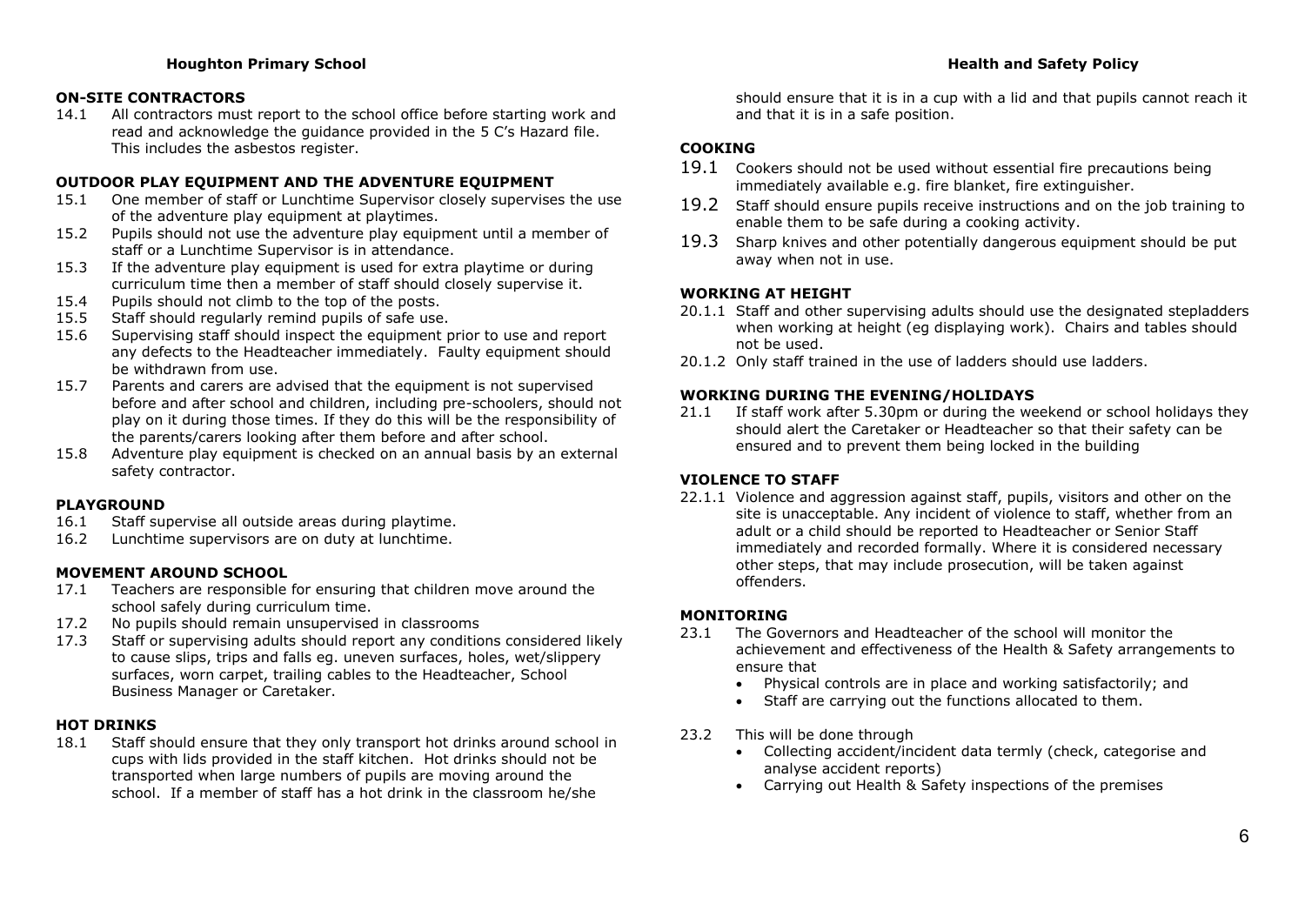## ON-SITE CONTRACTORS

14.1 All contractors must report to the school office before starting work and read and acknowledge the guidance provided in the 5 C's Hazard file. This includes the asbestos register.

## OUTDOOR PLAY EQUIPMENT AND THE ADVENTURE EQUIPMENT

15.1 One member of staff or Lunchtime Supervisor closely supervises the use of the adventure play equipment at playtimes.

15.2 Pupils should not use the adventure play equipment until a member of staff or a Lunchtime Supervisor is in attendance.

15.3 If the adventure play equipment is used for extra playtime or during curriculum time then a member of staff should closely supervise it.

15.4 Pupils should not climb to the top of the posts.

15.5 Staff should regularly remind pupils of safe use.

15.6 Supervising staff should inspect the equipment prior to use and report any defects to the Headteacher immediately. Faulty equipment should be withdrawn from use.

15.7 Parents and carers are advised that the equipment is not supervised before and after school and children, including pre-schoolers, should not play on it during those times. If they do this will be the responsibility of the parents/carers looking after them before and after school.

15.8 Adventure play equipment is checked on an annual basis by an external safety contractor.

## PLAYGROUND

16.1 Staff supervise all outside areas during playtime.

16.2 Lunchtime supervisors are on duty at lunchtime.

## MOVEMENT AROUND SCHOOL

17.1 Teachers are responsible for ensuring that children move around the school safely during curriculum time.

17.2 No pupils should remain unsupervised in classrooms

17.3 Staff or supervising adults should report any conditions considered likely to cause slips, trips and falls eg. uneven surfaces, holes, wet/slippery surfaces, worn carpet, trailing cables to the Headteacher, School Business Manager or Caretaker.

## HOT DRINKS

18.1 Staff should ensure that they only transport hot drinks around school in cups with lids provided in the staff kitchen. Hot drinks should not be transported when large numbers of pupils are moving around the school. If a member of staff has a hot drink in the classroom he/she should ensure that it is in a cup with a lid and that pupils cannot reach it and that it is in a safe position.

## COOKING

19.1 Cookers should not be used without essential fire precautions being immediately available e.g. fire blanket, fire extinguisher.

19.2 Staff should ensure pupils receive instructions and on the job training to enable them to be safe during a cooking activity.

19.3 Sharp knives and other potentially dangerous equipment should be put away when not in use.

## WORKING AT HEIGHT

20.1.1 Staff and other supervising adults should use the designated stepladders when working at height (eg displaying work). Chairs and tables should not be used.

20.1.2 Only staff trained in the use of ladders should use ladders.

## WORKING DURING THE EVENING/HOLIDAYS

21.1 If staff work after 5.30pm or during the weekend or school holidays they should alert the Caretaker or Headteacher so that their safety can be ensured and to prevent them being locked in the building

## VIOLENCE TO STAFF

22.1.1 Violence and aggression against staff, pupils, visitors and other on the site is unacceptable. Any incident of violence to staff, whether from an adult or a child should be reported to Headteacher or Senior Staff immediately and recorded formally. Where it is considered necessary other steps, that may include prosecution, will be taken against offenders.

## MONITORING

23.1 The Governors and Headteacher of the school will monitor the achievement and effectiveness of the Health & Safety arrangements to ensure that

- Physical controls are in place and working satisfactorily; and
- Staff are carrying out the functions allocated to them.

23.2 This will be done through

- Collecting accident/incident data termly (check, categorise and analyse accident reports)
- Carrying out Health & Safety inspections of the premises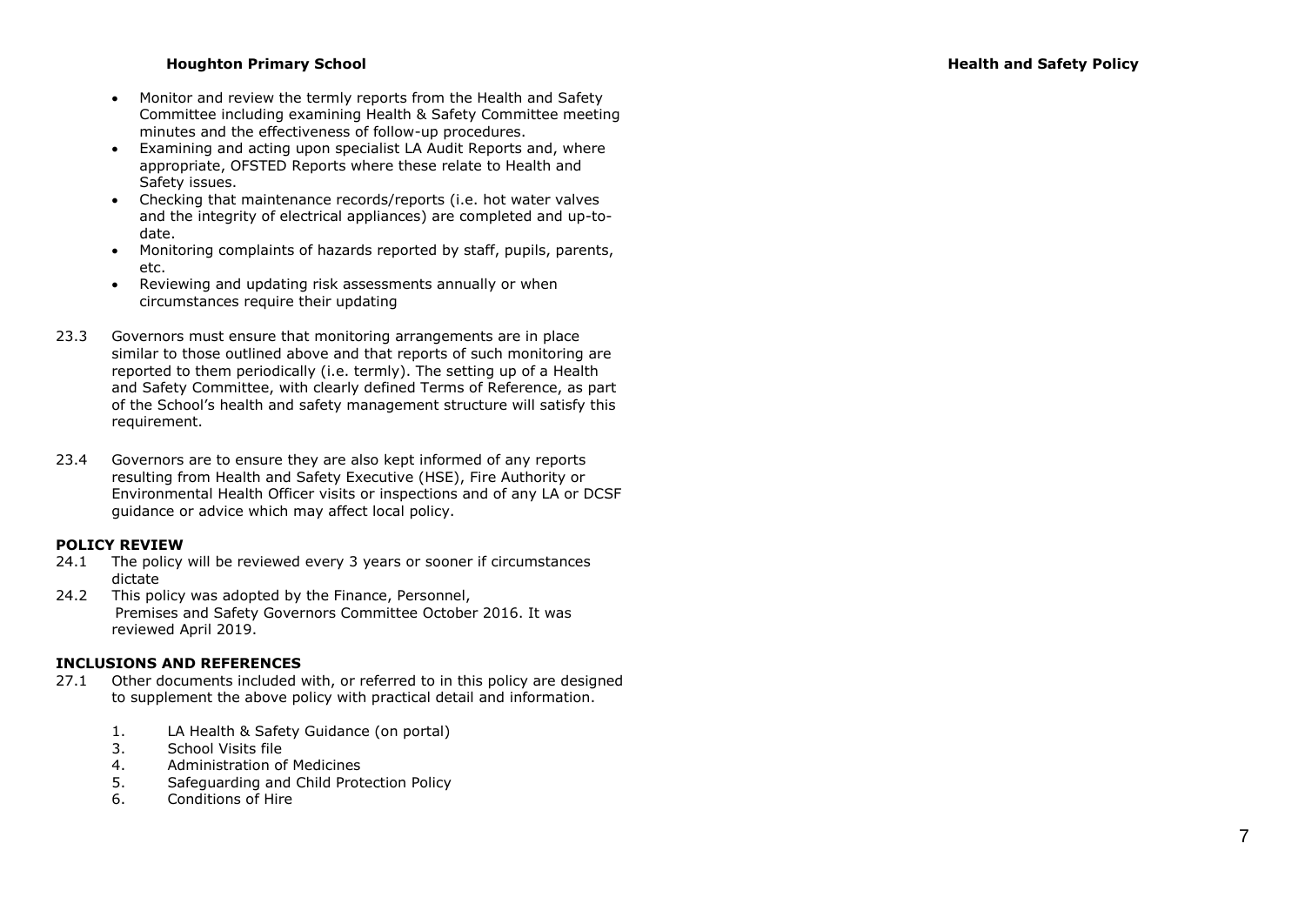- Monitor and review the termly reports from the Health and Safety Committee including examining Health & Safety Committee meeting minutes and the effectiveness of follow-up procedures.
- Examining and acting upon specialist LA Audit Reports and, where appropriate, OFSTED Reports where these relate to Health and Safety issues.
- Checking that maintenance records/reports (i.e. hot water valves and the integrity of electrical appliances) are completed and up-to-date.
- Monitoring complaints of hazards reported by staff, pupils, parents, etc.
- Reviewing and updating risk assessments annually or when circumstances require their updating

23.3 Governors must ensure that monitoring arrangements are in place similar to those outlined above and that reports of such monitoring are reported to them periodically (i.e. termly). The setting up of a Health and Safety Committee, with clearly defined Terms of Reference, as part of the School's health and safety management structure will satisfy this requirement.

23.4 Governors are to ensure they are also kept informed of any reports resulting from Health and Safety Executive (HSE), Fire Authority or Environmental Health Officer visits or inspections and of any LA or DCSF guidance or advice which may affect local policy.

**POLICY REVIEW**

24.1 The policy will be reviewed every 3 years or sooner if circumstances dictate

24.2 This policy was adopted by the Finance, Personnel, Premises and Safety Governors Committee October 2016. It was reviewed April 2019.

**INCLUSIONS AND REFERENCES**

27.1 Other documents included with, or referred to in this policy are designed to supplement the above policy with practical detail and information.

1. LA Health & Safety Guidance (on portal)
3. School Visits file
4. Administration of Medicines
5. Safeguarding and Child Protection Policy
6. Conditions of Hire